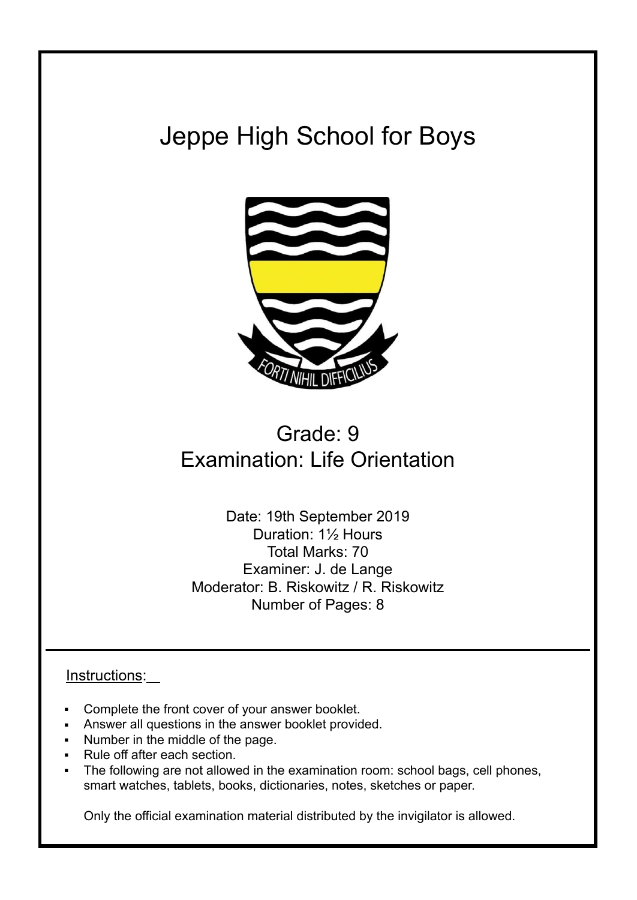# Jeppe High School for Boys

FORTI NIHIL DIFFICILIUS

## Grade: 9
## Examination: Life Orientation

Date: 19th September 2019
Duration: 1½ Hours
Total Marks: 70
Examiner: J. de Lange
Moderator: B. Riskowitz / R. Riskowitz
Number of Pages: 8

---

Instructions:

- Complete the front cover of your answer booklet.
- Answer all questions in the answer booklet provided.
- Number in the middle of the page.
- Rule off after each section.
- The following are not allowed in the examination room: school bags, cell phones, smart watches, tablets, books, dictionaries, notes, sketches or paper.

Only the official examination material distributed by the invigilator is allowed.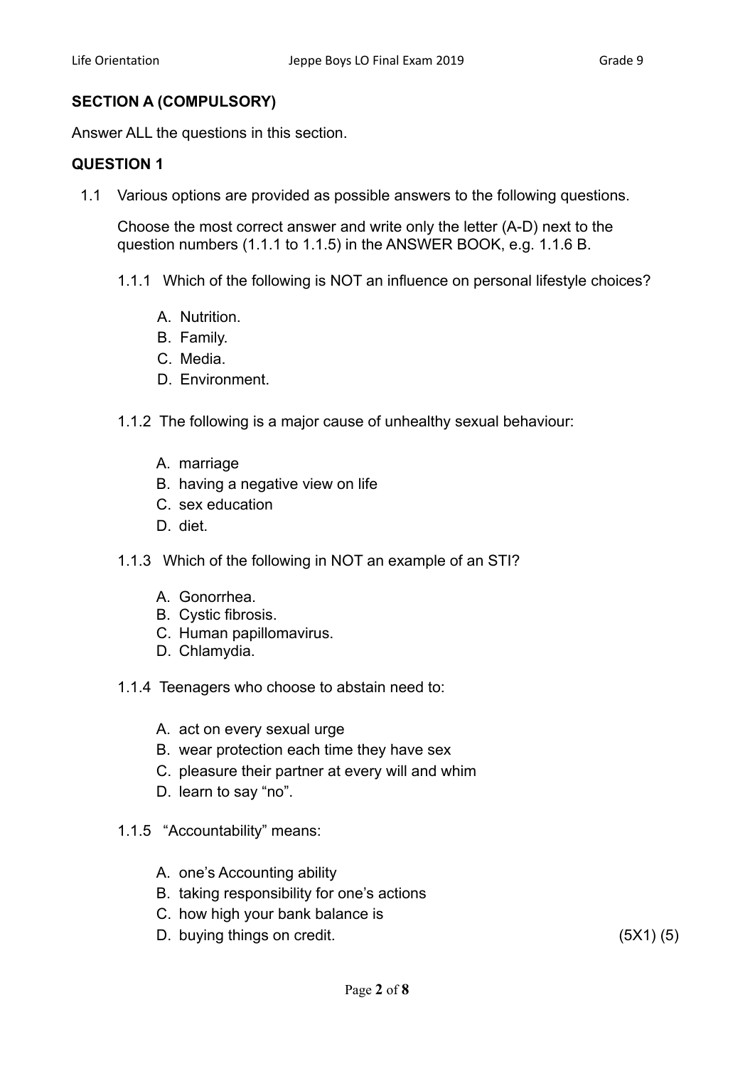## SECTION A (COMPULSORY)

Answer ALL the questions in this section.

## QUESTION 1

1.1 Various options are provided as possible answers to the following questions.

Choose the most correct answer and write only the letter (A-D) next to the question numbers (1.1.1 to 1.1.5) in the ANSWER BOOK, e.g. 1.1.6 B.

1.1.1 Which of the following is NOT an influence on personal lifestyle choices?

A. Nutrition.
B. Family.
C. Media.
D. Environment.

1.1.2 The following is a major cause of unhealthy sexual behaviour:

A. marriage
B. having a negative view on life
C. sex education
D. diet.

1.1.3 Which of the following in NOT an example of an STI?

A. Gonorrhea.
B. Cystic fibrosis.
C. Human papillomavirus.
D. Chlamydia.

1.1.4 Teenagers who choose to abstain need to:

A. act on every sexual urge
B. wear protection each time they have sex
C. pleasure their partner at every will and whim
D. learn to say "no".

1.1.5 "Accountability" means:

A. one's Accounting ability
B. taking responsibility for one's actions
C. how high your bank balance is
D. buying things on credit. (5X1) (5)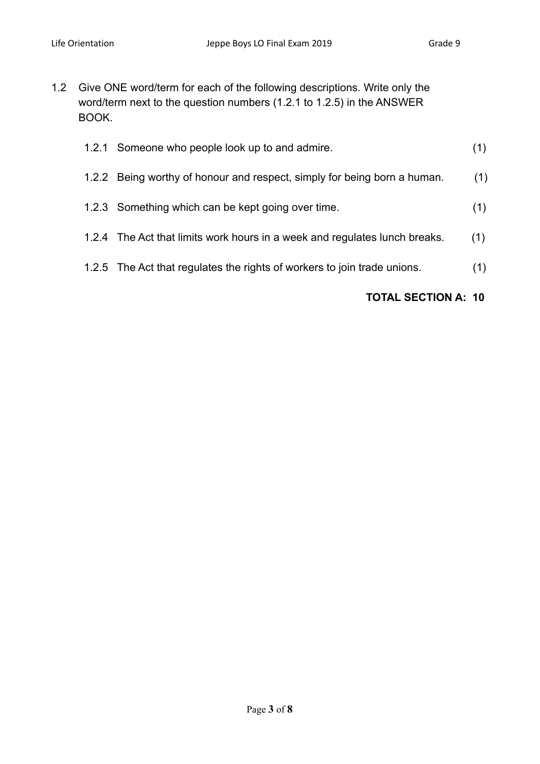1.2 Give ONE word/term for each of the following descriptions. Write only the word/term next to the question numbers (1.2.1 to 1.2.5) in the ANSWER BOOK.

1.2.1 Someone who people look up to and admire. (1)

1.2.2 Being worthy of honour and respect, simply for being born a human. (1)

1.2.3 Something which can be kept going over time. (1)

1.2.4 The Act that limits work hours in a week and regulates lunch breaks. (1)

1.2.5 The Act that regulates the rights of workers to join trade unions. (1)

**TOTAL SECTION A: 10**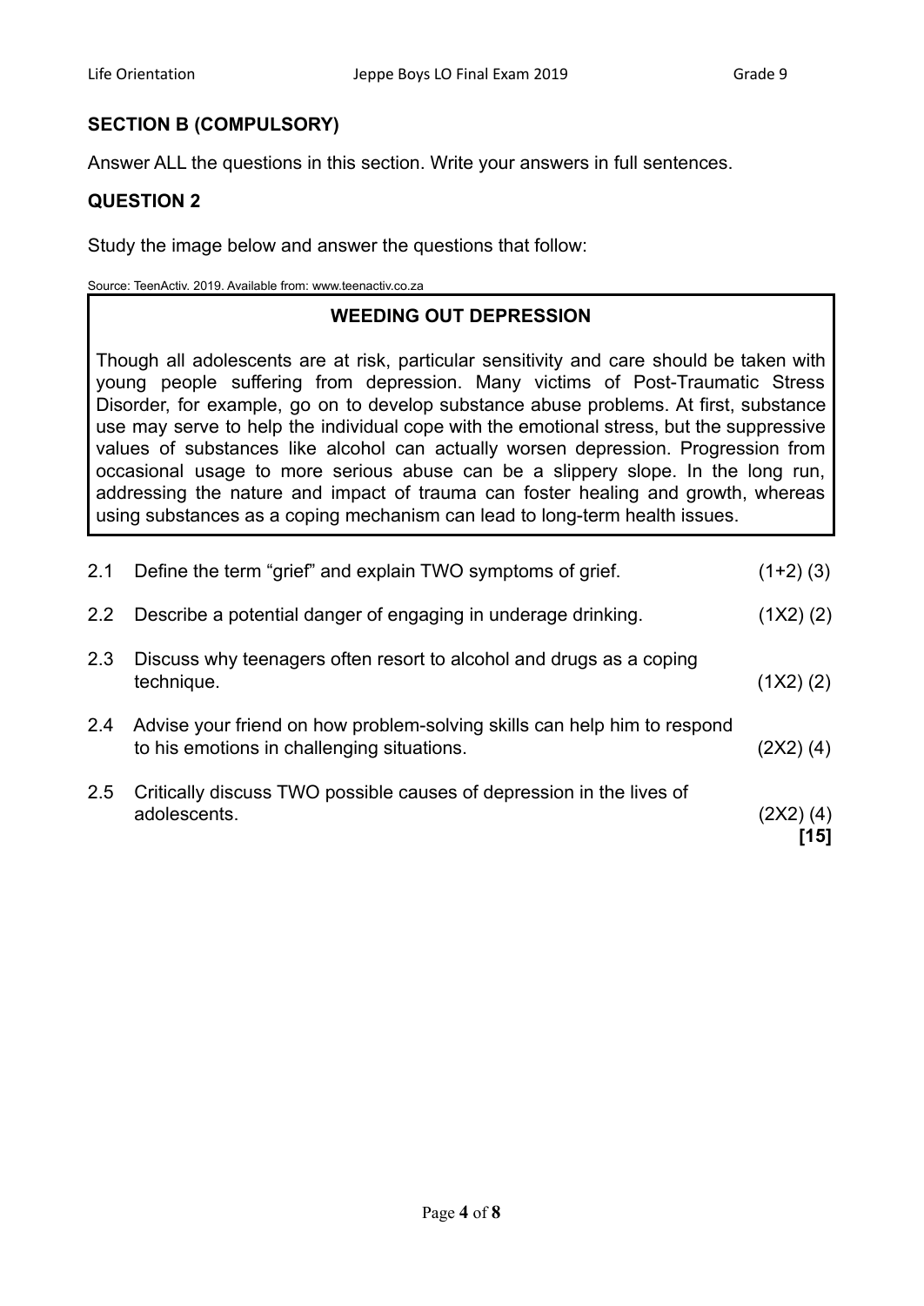## SECTION B (COMPULSORY)

Answer ALL the questions in this section. Write your answers in full sentences.

### QUESTION 2

Study the image below and answer the questions that follow:

Source: TeenActiv. 2019. Available from: www.teenactiv.co.za

> **WEEDING OUT DEPRESSION**
>
> Though all adolescents are at risk, particular sensitivity and care should be taken with young people suffering from depression. Many victims of Post-Traumatic Stress Disorder, for example, go on to develop substance abuse problems. At first, substance use may serve to help the individual cope with the emotional stress, but the suppressive values of substances like alcohol can actually worsen depression. Progression from occasional usage to more serious abuse can be a slippery slope. In the long run, addressing the nature and impact of trauma can foster healing and growth, whereas using substances as a coping mechanism can lead to long-term health issues.

| | | |
|---|---|---|
| 2.1 | Define the term "grief" and explain TWO symptoms of grief. | (1+2) (3) |
| 2.2 | Describe a potential danger of engaging in underage drinking. | (1X2) (2) |
| 2.3 | Discuss why teenagers often resort to alcohol and drugs as a coping technique. | (1X2) (2) |
| 2.4 | Advise your friend on how problem-solving skills can help him to respond to his emotions in challenging situations. | (2X2) (4) |
| 2.5 | Critically discuss TWO possible causes of depression in the lives of adolescents. | (2X2) (4) |
| | | **[15]** |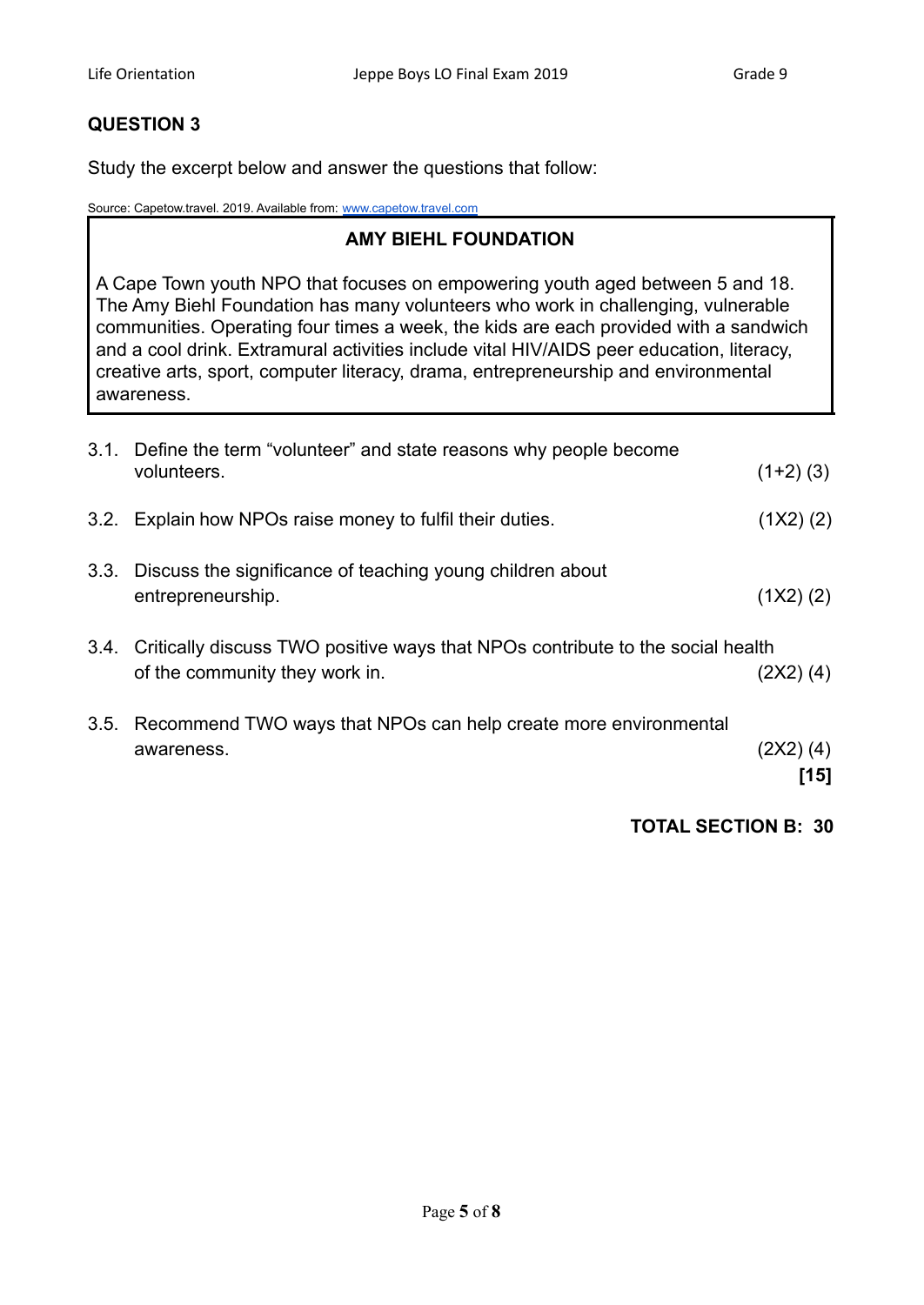## QUESTION 3

Study the excerpt below and answer the questions that follow:

Source: Capetow.travel. 2019. Available from: www.capetow.travel.com

**AMY BIEHL FOUNDATION**

A Cape Town youth NPO that focuses on empowering youth aged between 5 and 18. The Amy Biehl Foundation has many volunteers who work in challenging, vulnerable communities. Operating four times a week, the kids are each provided with a sandwich and a cool drink. Extramural activities include vital HIV/AIDS peer education, literacy, creative arts, sport, computer literacy, drama, entrepreneurship and environmental awareness.

3.1. Define the term "volunteer" and state reasons why people become volunteers. (1+2) (3)

3.2. Explain how NPOs raise money to fulfil their duties. (1X2) (2)

3.3. Discuss the significance of teaching young children about entrepreneurship. (1X2) (2)

3.4. Critically discuss TWO positive ways that NPOs contribute to the social health of the community they work in. (2X2) (4)

3.5. Recommend TWO ways that NPOs can help create more environmental awareness. (2X2) (4)

**[15]**

**TOTAL SECTION B: 30**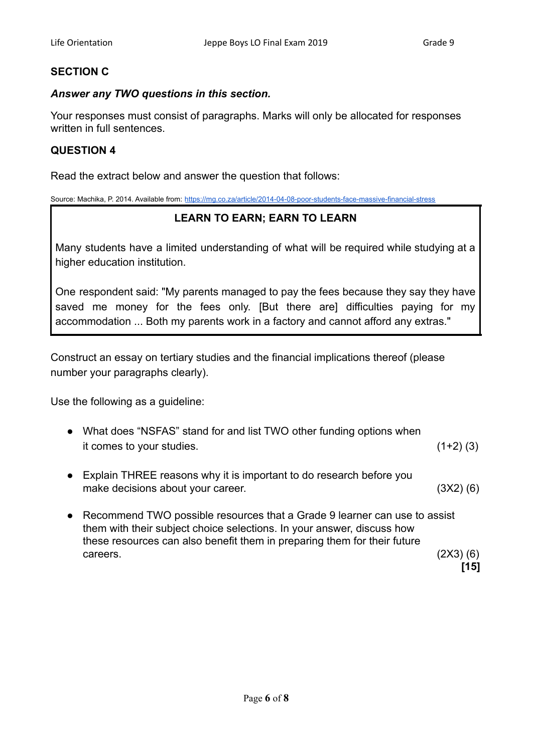## SECTION C

***Answer any TWO questions in this section.***

Your responses must consist of paragraphs. Marks will only be allocated for responses written in full sentences.

### QUESTION 4

Read the extract below and answer the question that follows:

Source: Machika, P. 2014. Available from: https://mg.co.za/article/2014-04-08-poor-students-face-massive-financial-stress

> **LEARN TO EARN; EARN TO LEARN**
>
> Many students have a limited understanding of what will be required while studying at a higher education institution.
>
> One respondent said: "My parents managed to pay the fees because they say they have saved me money for the fees only. [But there are] difficulties paying for my accommodation ... Both my parents work in a factory and cannot afford any extras."

Construct an essay on tertiary studies and the financial implications thereof (please number your paragraphs clearly).

Use the following as a guideline:

- What does "NSFAS" stand for and list TWO other funding options when it comes to your studies. (1+2) (3)
- Explain THREE reasons why it is important to do research before you make decisions about your career. (3X2) (6)
- Recommend TWO possible resources that a Grade 9 learner can use to assist them with their subject choice selections. In your answer, discuss how these resources can also benefit them in preparing them for their future careers. (2X3) (6)

**[15]**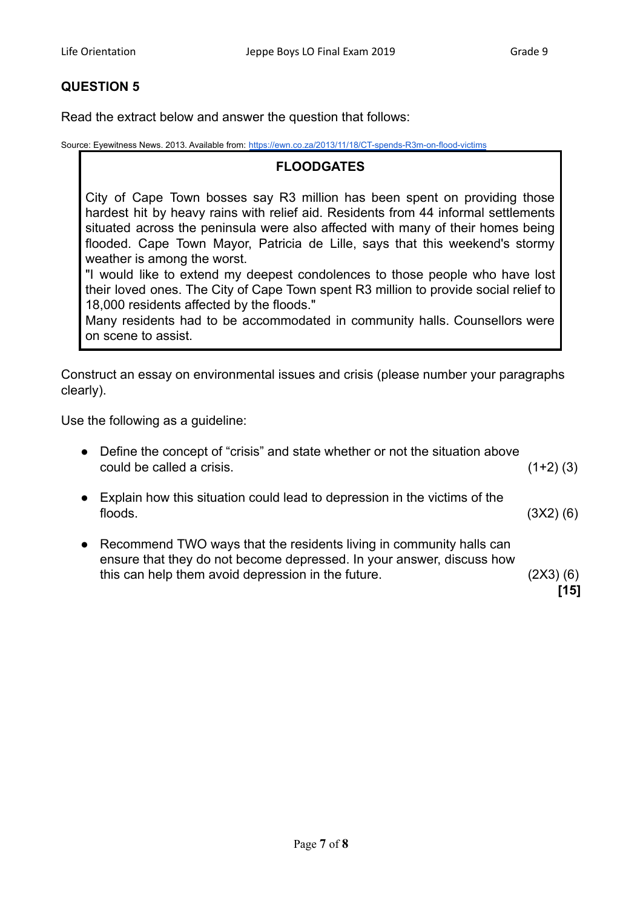## QUESTION 5

Read the extract below and answer the question that follows:

Source: Eyewitness News. 2013. Available from: https://ewn.co.za/2013/11/18/CT-spends-R3m-on-flood-victims

> **FLOODGATES**
>
> City of Cape Town bosses say R3 million has been spent on providing those hardest hit by heavy rains with relief aid. Residents from 44 informal settlements situated across the peninsula were also affected with many of their homes being flooded. Cape Town Mayor, Patricia de Lille, says that this weekend's stormy weather is among the worst.
>
> "I would like to extend my deepest condolences to those people who have lost their loved ones. The City of Cape Town spent R3 million to provide social relief to 18,000 residents affected by the floods."
>
> Many residents had to be accommodated in community halls. Counsellors were on scene to assist.

Construct an essay on environmental issues and crisis (please number your paragraphs clearly).

Use the following as a guideline:

- Define the concept of "crisis" and state whether or not the situation above could be called a crisis. (1+2) (3)
- Explain how this situation could lead to depression in the victims of the floods. (3X2) (6)
- Recommend TWO ways that the residents living in community halls can ensure that they do not become depressed. In your answer, discuss how this can help them avoid depression in the future. (2X3) (6)

**[15]**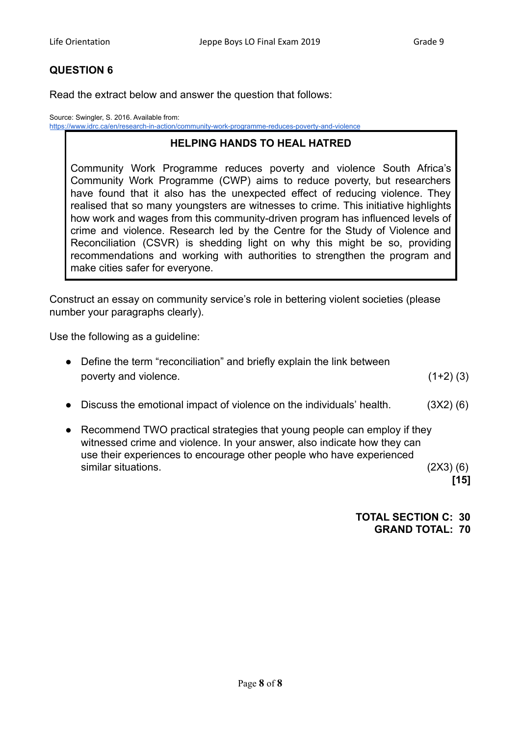## QUESTION 6

Read the extract below and answer the question that follows:

Source: Swingler, S. 2016. Available from:
https://www.idrc.ca/en/research-in-action/community-work-programme-reduces-poverty-and-violence

> **HELPING HANDS TO HEAL HATRED**
>
> Community Work Programme reduces poverty and violence South Africa's Community Work Programme (CWP) aims to reduce poverty, but researchers have found that it also has the unexpected effect of reducing violence. They realised that so many youngsters are witnesses to crime. This initiative highlights how work and wages from this community-driven program has influenced levels of crime and violence. Research led by the Centre for the Study of Violence and Reconciliation (CSVR) is shedding light on why this might be so, providing recommendations and working with authorities to strengthen the program and make cities safer for everyone.

Construct an essay on community service's role in bettering violent societies (please number your paragraphs clearly).

Use the following as a guideline:

- Define the term "reconciliation" and briefly explain the link between poverty and violence. (1+2) (3)
- Discuss the emotional impact of violence on the individuals' health. (3X2) (6)
- Recommend TWO practical strategies that young people can employ if they witnessed crime and violence. In your answer, also indicate how they can use their experiences to encourage other people who have experienced similar situations. (2X3) (6)

**[15]**

**TOTAL SECTION C: 30**
**GRAND TOTAL: 70**